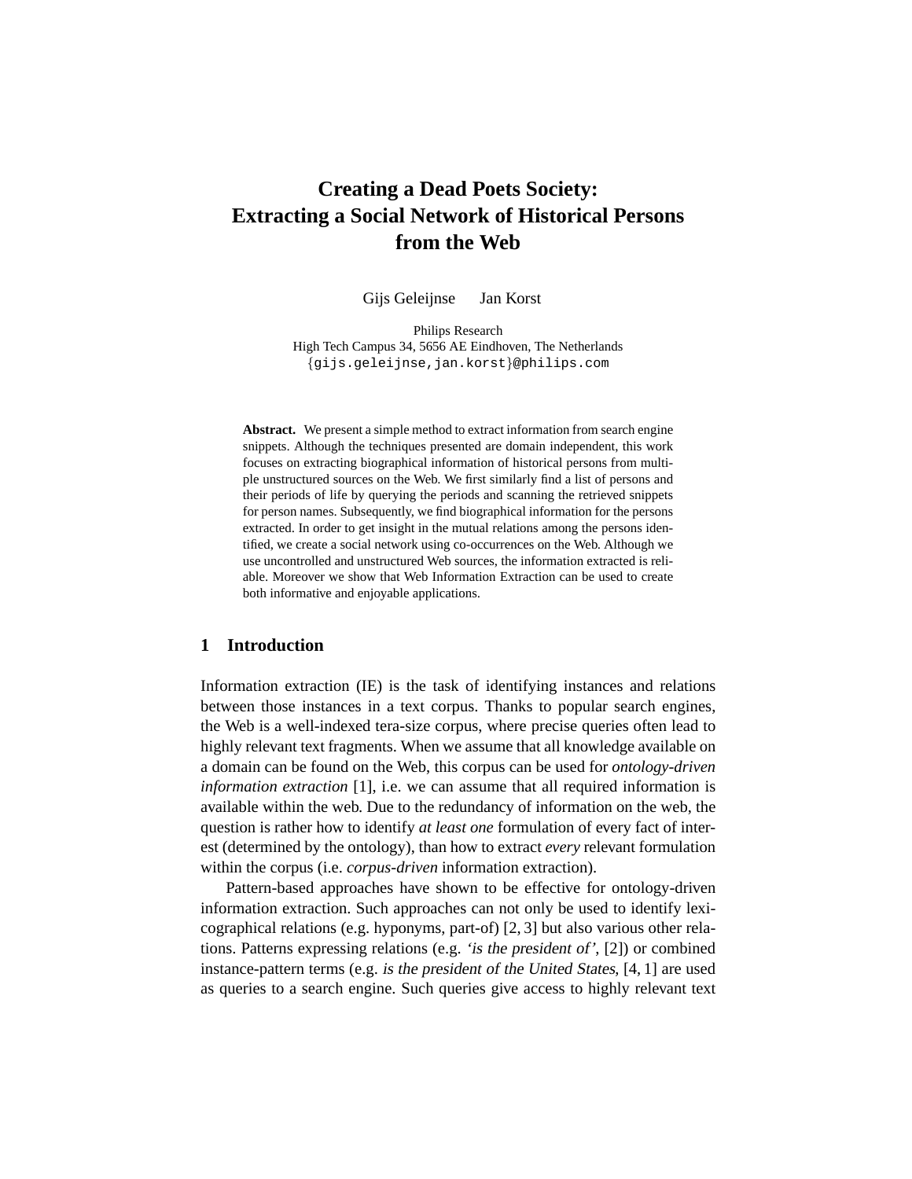# Creating a Dead Poets Society: Extracting a Social Network of Historical Persons from the Web

Gijs Geleijnse    Jan Korst

Philips Research  
High Tech Campus 34, 5656 AE Eindhoven, The Netherlands  
{gijs.geleijnse,jan.korst}@philips.com

**Abstract.** We present a simple method to extract information from search engine snippets. Although the techniques presented are domain independent, this work focuses on extracting biographical information of historical persons from multiple unstructured sources on the Web. We first similarly find a list of persons and their periods of life by querying the periods and scanning the retrieved snippets for person names. Subsequently, we find biographical information for the persons extracted. In order to get insight in the mutual relations among the persons identified, we create a social network using co-occurrences on the Web. Although we use uncontrolled and unstructured Web sources, the information extracted is reliable. Moreover we show that Web Information Extraction can be used to create both informative and enjoyable applications.

## 1 Introduction

Information extraction (IE) is the task of identifying instances and relations between those instances in a text corpus. Thanks to popular search engines, the Web is a well-indexed tera-size corpus, where precise queries often lead to highly relevant text fragments. When we assume that all knowledge available on a domain can be found on the Web, this corpus can be used for *ontology-driven information extraction* [1], i.e. we can assume that all required information is available within the web. Due to the redundancy of information on the web, the question is rather how to identify *at least one* formulation of every fact of interest (determined by the ontology), than how to extract *every* relevant formulation within the corpus (i.e. *corpus-driven* information extraction).

Pattern-based approaches have shown to be effective for ontology-driven information extraction. Such approaches can not only be used to identify lexicographical relations (e.g. hyponyms, part-of) [2, 3] but also various other relations. Patterns expressing relations (e.g. *'is the president of'*, [2]) or combined instance-pattern terms (e.g. *is the president of the United States*, [4, 1] are used as queries to a search engine. Such queries give access to highly relevant text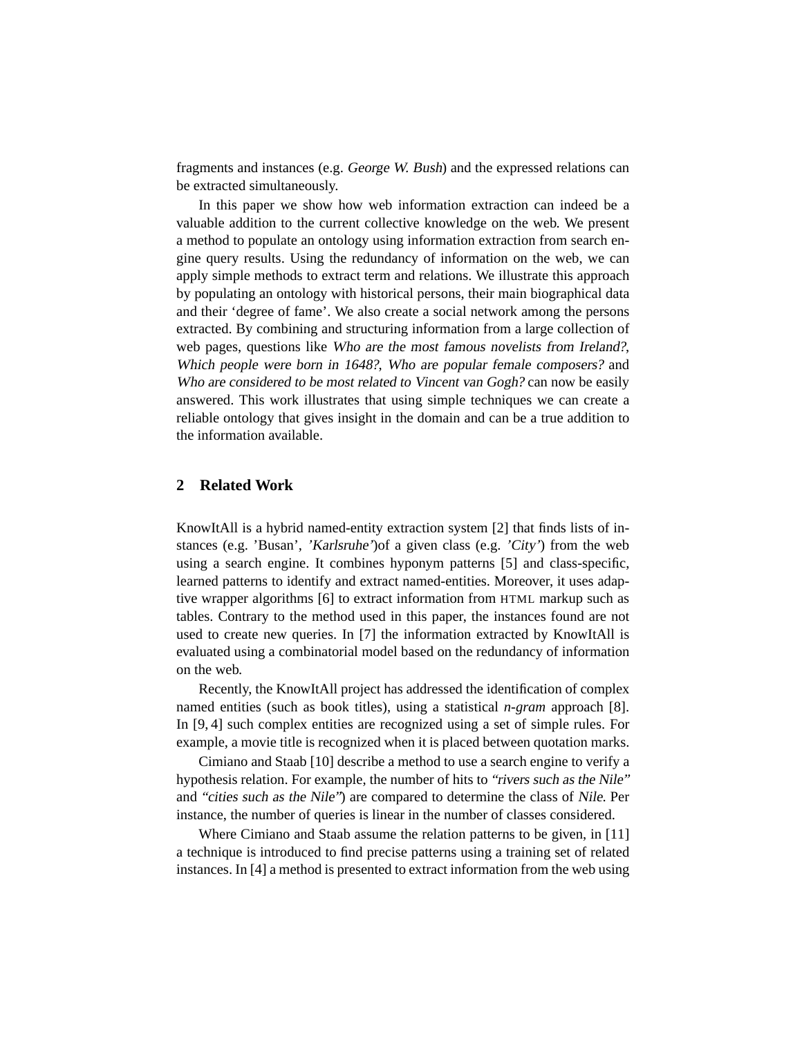fragments and instances (e.g. *George W. Bush*) and the expressed relations can be extracted simultaneously.

In this paper we show how web information extraction can indeed be a valuable addition to the current collective knowledge on the web. We present a method to populate an ontology using information extraction from search engine query results. Using the redundancy of information on the web, we can apply simple methods to extract term and relations. We illustrate this approach by populating an ontology with historical persons, their main biographical data and their 'degree of fame'. We also create a social network among the persons extracted. By combining and structuring information from a large collection of web pages, questions like *Who are the most famous novelists from Ireland?*, *Which people were born in 1648?*, *Who are popular female composers?* and *Who are considered to be most related to Vincent van Gogh?* can now be easily answered. This work illustrates that using simple techniques we can create a reliable ontology that gives insight in the domain and can be a true addition to the information available.

## 2 Related Work

KnowItAll is a hybrid named-entity extraction system [2] that finds lists of instances (e.g. 'Busan', *'Karlsruhe'*)of a given class (e.g. *'City'*) from the web using a search engine. It combines hyponym patterns [5] and class-specific, learned patterns to identify and extract named-entities. Moreover, it uses adaptive wrapper algorithms [6] to extract information from HTML markup such as tables. Contrary to the method used in this paper, the instances found are not used to create new queries. In [7] the information extracted by KnowItAll is evaluated using a combinatorial model based on the redundancy of information on the web.

Recently, the KnowItAll project has addressed the identification of complex named entities (such as book titles), using a statistical *n-gram* approach [8]. In [9, 4] such complex entities are recognized using a set of simple rules. For example, a movie title is recognized when it is placed between quotation marks.

Cimiano and Staab [10] describe a method to use a search engine to verify a hypothesis relation. For example, the number of hits to *"rivers such as the Nile"* and *"cities such as the Nile"*) are compared to determine the class of *Nile*. Per instance, the number of queries is linear in the number of classes considered.

Where Cimiano and Staab assume the relation patterns to be given, in [11] a technique is introduced to find precise patterns using a training set of related instances. In [4] a method is presented to extract information from the web using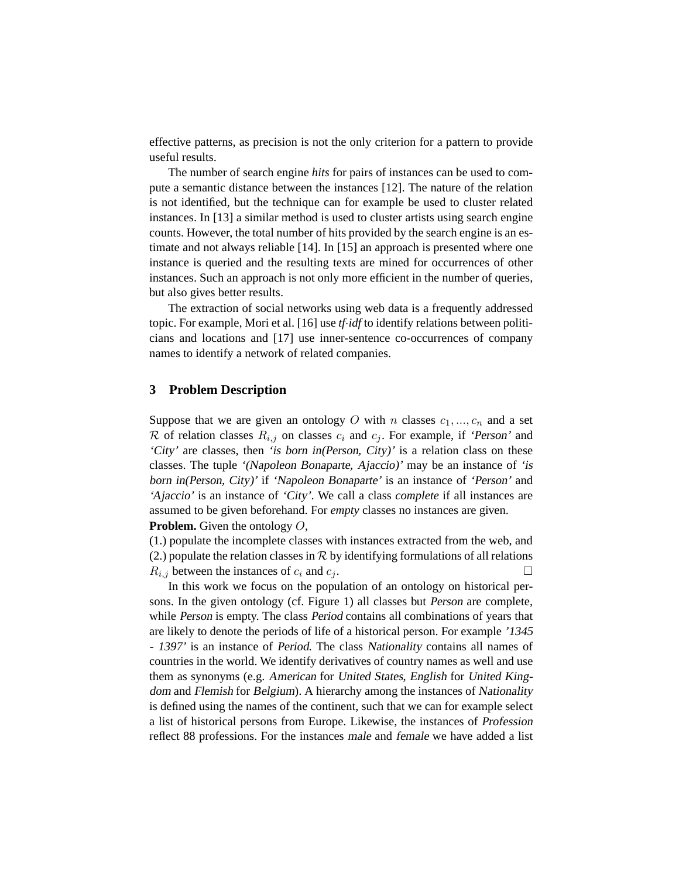effective patterns, as precision is not the only criterion for a pattern to provide useful results.

The number of search engine *hits* for pairs of instances can be used to compute a semantic distance between the instances [12]. The nature of the relation is not identified, but the technique can for example be used to cluster related instances. In [13] a similar method is used to cluster artists using search engine counts. However, the total number of hits provided by the search engine is an estimate and not always reliable [14]. In [15] an approach is presented where one instance is queried and the resulting texts are mined for occurrences of other instances. Such an approach is not only more efficient in the number of queries, but also gives better results.

The extraction of social networks using web data is a frequently addressed topic. For example, Mori et al. [16] use *tf·idf* to identify relations between politicians and locations and [17] use inner-sentence co-occurrences of company names to identify a network of related companies.

## 3 Problem Description

Suppose that we are given an ontology $O$ with $n$ classes $c_1, ..., c_n$ and a set $\mathcal{R}$ of relation classes $R_{i,j}$ on classes $c_i$ and $c_j$. For example, if *'Person'* and *'City'* are classes, then *'is born in(Person, City)'* is a relation class on these classes. The tuple *'(Napoleon Bonaparte, Ajaccio)'* may be an instance of *'is born in(Person, City)'* if *'Napoleon Bonaparte'* is an instance of *'Person'* and *'Ajaccio'* is an instance of *'City'*. We call a class *complete* if all instances are assumed to be given beforehand. For *empty* classes no instances are given.

**Problem.** Given the ontology $O$,
(1.) populate the incomplete classes with instances extracted from the web, and
(2.) populate the relation classes in $\mathcal{R}$ by identifying formulations of all relations $R_{i,j}$ between the instances of $c_i$ and $c_j$. □

In this work we focus on the population of an ontology on historical persons. In the given ontology (cf. Figure 1) all classes but *Person* are complete, while *Person* is empty. The class *Period* contains all combinations of years that are likely to denote the periods of life of a historical person. For example *'1345 - 1397'* is an instance of *Period*. The class *Nationality* contains all names of countries in the world. We identify derivatives of country names as well and use them as synonyms (e.g. *American* for *United States*, *English* for *United Kingdom* and *Flemish* for *Belgium*). A hierarchy among the instances of *Nationality* is defined using the names of the continent, such that we can for example select a list of historical persons from Europe. Likewise, the instances of *Profession* reflect 88 professions. For the instances *male* and *female* we have added a list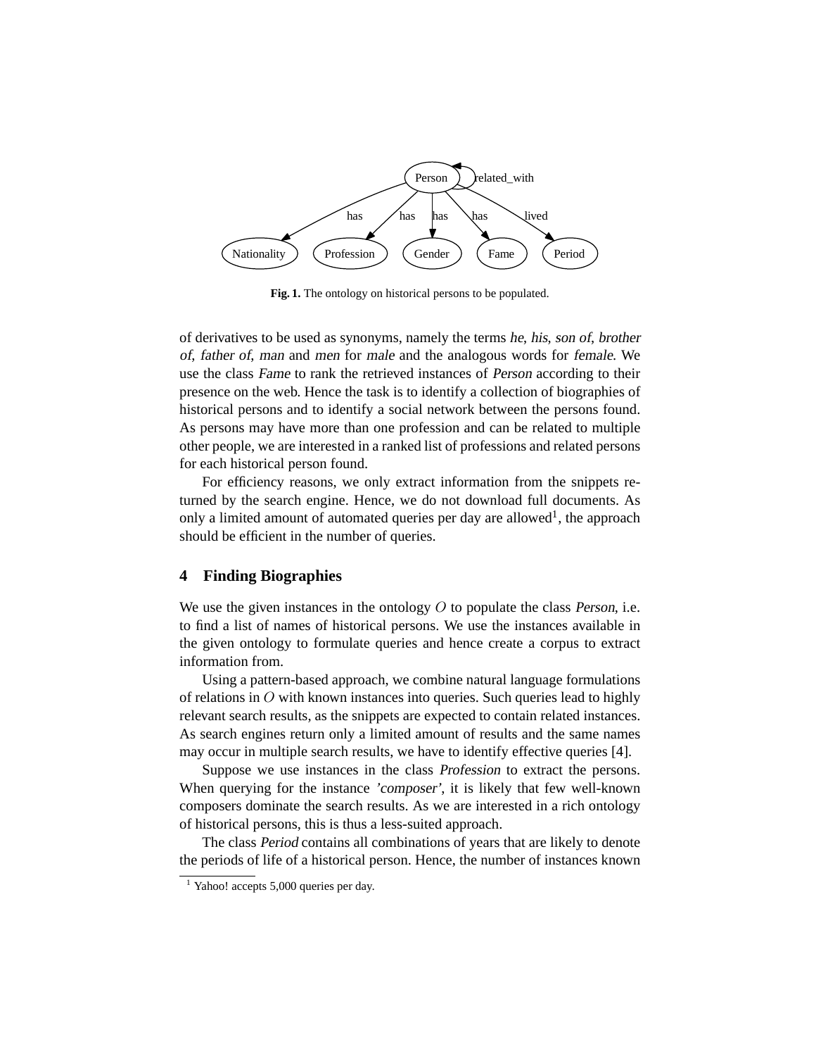Fig. 1. The ontology on historical persons to be populated.

of derivatives to be used as synonyms, namely the terms *he*, *his*, *son of*, *brother of*, *father of*, *man* and *men* for *male* and the analogous words for *female*. We use the class *Fame* to rank the retrieved instances of *Person* according to their presence on the web. Hence the task is to identify a collection of biographies of historical persons and to identify a social network between the persons found. As persons may have more than one profession and can be related to multiple other people, we are interested in a ranked list of professions and related persons for each historical person found.

For efficiency reasons, we only extract information from the snippets returned by the search engine. Hence, we do not download full documents. As only a limited amount of automated queries per day are allowed[1], the approach should be efficient in the number of queries.

## 4 Finding Biographies

We use the given instances in the ontology $O$ to populate the class *Person*, i.e. to find a list of names of historical persons. We use the instances available in the given ontology to formulate queries and hence create a corpus to extract information from.

Using a pattern-based approach, we combine natural language formulations of relations in $O$ with known instances into queries. Such queries lead to highly relevant search results, as the snippets are expected to contain related instances. As search engines return only a limited amount of results and the same names may occur in multiple search results, we have to identify effective queries [4].

Suppose we use instances in the class *Profession* to extract the persons. When querying for the instance *'composer'*, it is likely that few well-known composers dominate the search results. As we are interested in a rich ontology of historical persons, this is thus a less-suited approach.

The class *Period* contains all combinations of years that are likely to denote the periods of life of a historical person. Hence, the number of instances known

[1] Yahoo! accepts 5,000 queries per day.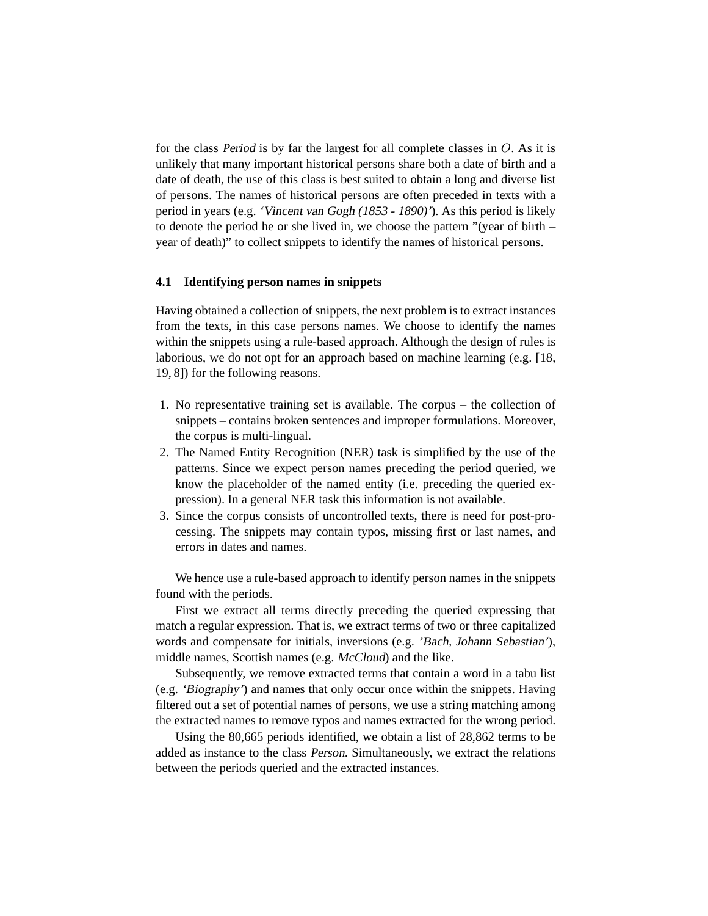for the class *Period* is by far the largest for all complete classes in $O$. As it is unlikely that many important historical persons share both a date of birth and a date of death, the use of this class is best suited to obtain a long and diverse list of persons. The names of historical persons are often preceded in texts with a period in years (e.g. *'Vincent van Gogh (1853 - 1890)'*). As this period is likely to denote the period he or she lived in, we choose the pattern "(year of birth – year of death)" to collect snippets to identify the names of historical persons.

### 4.1 Identifying person names in snippets

Having obtained a collection of snippets, the next problem is to extract instances from the texts, in this case persons names. We choose to identify the names within the snippets using a rule-based approach. Although the design of rules is laborious, we do not opt for an approach based on machine learning (e.g. [18, 19, 8]) for the following reasons.

1. No representative training set is available. The corpus – the collection of snippets – contains broken sentences and improper formulations. Moreover, the corpus is multi-lingual.
2. The Named Entity Recognition (NER) task is simplified by the use of the patterns. Since we expect person names preceding the period queried, we know the placeholder of the named entity (i.e. preceding the queried expression). In a general NER task this information is not available.
3. Since the corpus consists of uncontrolled texts, there is need for post-processing. The snippets may contain typos, missing first or last names, and errors in dates and names.

We hence use a rule-based approach to identify person names in the snippets found with the periods.

First we extract all terms directly preceding the queried expressing that match a regular expression. That is, we extract terms of two or three capitalized words and compensate for initials, inversions (e.g. *'Bach, Johann Sebastian'*), middle names, Scottish names (e.g. *McCloud*) and the like.

Subsequently, we remove extracted terms that contain a word in a tabu list (e.g. *'Biography'*) and names that only occur once within the snippets. Having filtered out a set of potential names of persons, we use a string matching among the extracted names to remove typos and names extracted for the wrong period.

Using the 80,665 periods identified, we obtain a list of 28,862 terms to be added as instance to the class *Person*. Simultaneously, we extract the relations between the periods queried and the extracted instances.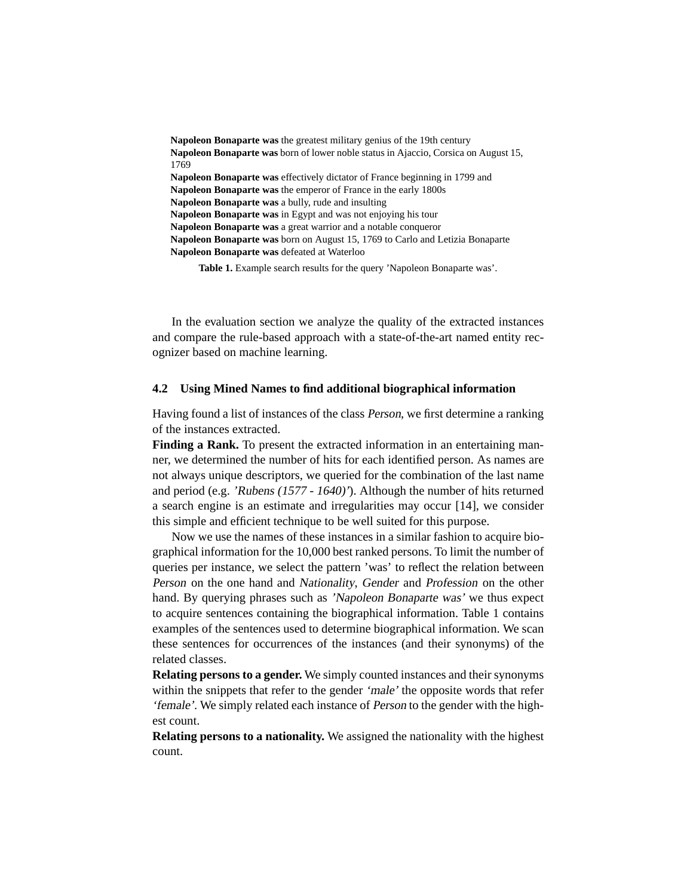**Napoleon Bonaparte was** the greatest military genius of the 19th century
**Napoleon Bonaparte was** born of lower noble status in Ajaccio, Corsica on August 15, 1769
**Napoleon Bonaparte was** effectively dictator of France beginning in 1799 and
**Napoleon Bonaparte was** the emperor of France in the early 1800s
**Napoleon Bonaparte was** a bully, rude and insulting
**Napoleon Bonaparte was** in Egypt and was not enjoying his tour
**Napoleon Bonaparte was** a great warrior and a notable conqueror
**Napoleon Bonaparte was** born on August 15, 1769 to Carlo and Letizia Bonaparte
**Napoleon Bonaparte was** defeated at Waterloo

**Table 1.** Example search results for the query 'Napoleon Bonaparte was'.

In the evaluation section we analyze the quality of the extracted instances and compare the rule-based approach with a state-of-the-art named entity recognizer based on machine learning.

### 4.2 Using Mined Names to find additional biographical information

Having found a list of instances of the class *Person*, we first determine a ranking of the instances extracted.

**Finding a Rank.** To present the extracted information in an entertaining manner, we determined the number of hits for each identified person. As names are not always unique descriptors, we queried for the combination of the last name and period (e.g. *'Rubens (1577 - 1640)'*). Although the number of hits returned a search engine is an estimate and irregularities may occur [14], we consider this simple and efficient technique to be well suited for this purpose.

Now we use the names of these instances in a similar fashion to acquire biographical information for the 10,000 best ranked persons. To limit the number of queries per instance, we select the pattern 'was' to reflect the relation between *Person* on the one hand and *Nationality*, *Gender* and *Profession* on the other hand. By querying phrases such as *'Napoleon Bonaparte was'* we thus expect to acquire sentences containing the biographical information. Table 1 contains examples of the sentences used to determine biographical information. We scan these sentences for occurrences of the instances (and their synonyms) of the related classes.

**Relating persons to a gender.** We simply counted instances and their synonyms within the snippets that refer to the gender *'male'* the opposite words that refer *'female'*. We simply related each instance of *Person* to the gender with the highest count.

**Relating persons to a nationality.** We assigned the nationality with the highest count.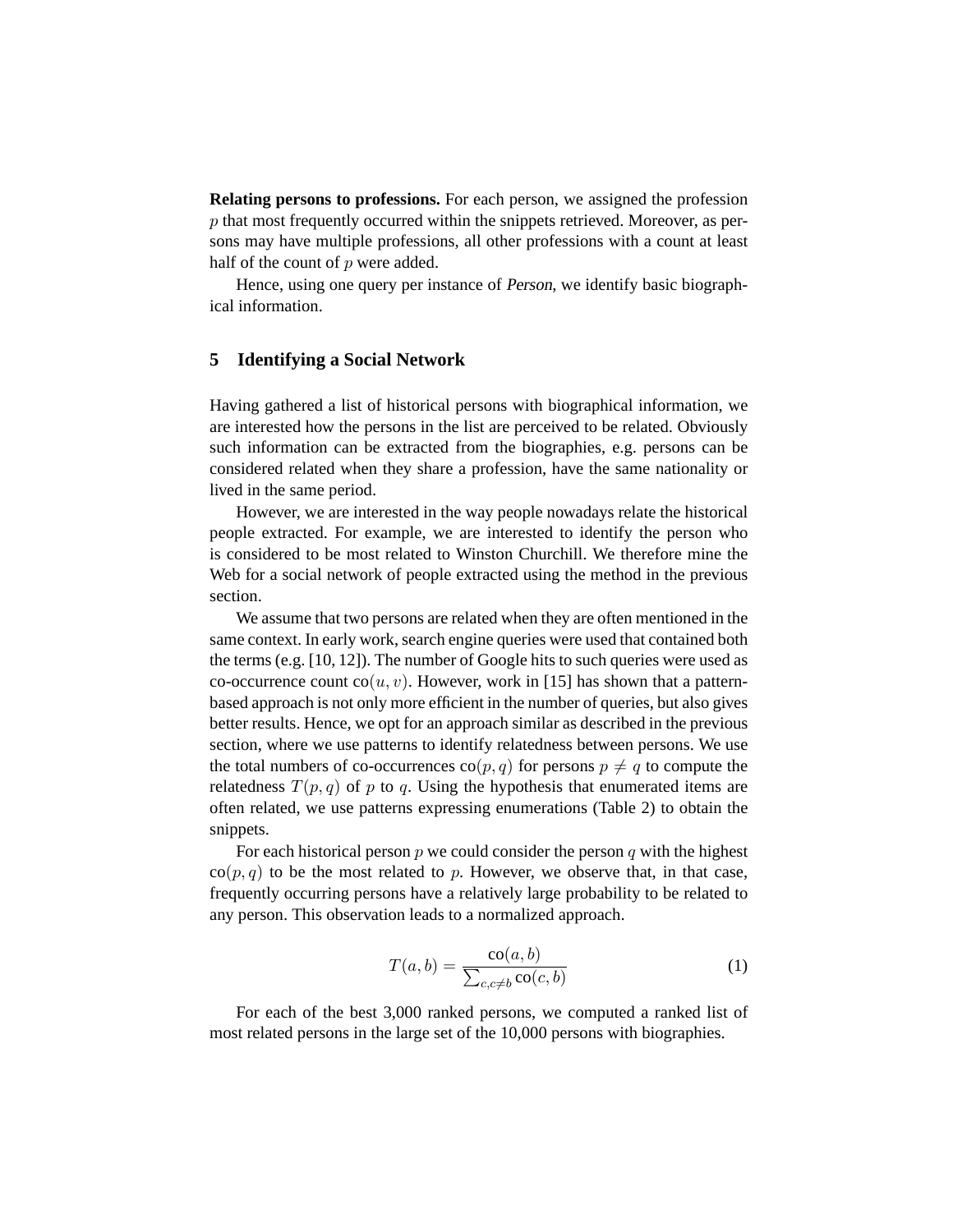**Relating persons to professions.** For each person, we assigned the profession $p$ that most frequently occurred within the snippets retrieved. Moreover, as persons may have multiple professions, all other professions with a count at least half of the count of $p$ were added.

Hence, using one query per instance of *Person*, we identify basic biographical information.

## 5 Identifying a Social Network

Having gathered a list of historical persons with biographical information, we are interested how the persons in the list are perceived to be related. Obviously such information can be extracted from the biographies, e.g. persons can be considered related when they share a profession, have the same nationality or lived in the same period.

However, we are interested in the way people nowadays relate the historical people extracted. For example, we are interested to identify the person who is considered to be most related to Winston Churchill. We therefore mine the Web for a social network of people extracted using the method in the previous section.

We assume that two persons are related when they are often mentioned in the same context. In early work, search engine queries were used that contained both the terms (e.g. [10, 12]). The number of Google hits to such queries were used as co-occurrence count $\text{co}(u, v)$. However, work in [15] has shown that a pattern-based approach is not only more efficient in the number of queries, but also gives better results. Hence, we opt for an approach similar as described in the previous section, where we use patterns to identify relatedness between persons. We use the total numbers of co-occurrences $\text{co}(p, q)$ for persons $p \neq q$ to compute the relatedness $T(p, q)$ of $p$ to $q$. Using the hypothesis that enumerated items are often related, we use patterns expressing enumerations (Table 2) to obtain the snippets.

For each historical person $p$ we could consider the person $q$ with the highest $\text{co}(p, q)$ to be the most related to $p$. However, we observe that, in that case, frequently occurring persons have a relatively large probability to be related to any person. This observation leads to a normalized approach.

$$T(a, b) = \frac{\text{co}(a, b)}{\sum_{c, c \neq b} \text{co}(c, b)} \tag{1}$$

For each of the best 3,000 ranked persons, we computed a ranked list of most related persons in the large set of the 10,000 persons with biographies.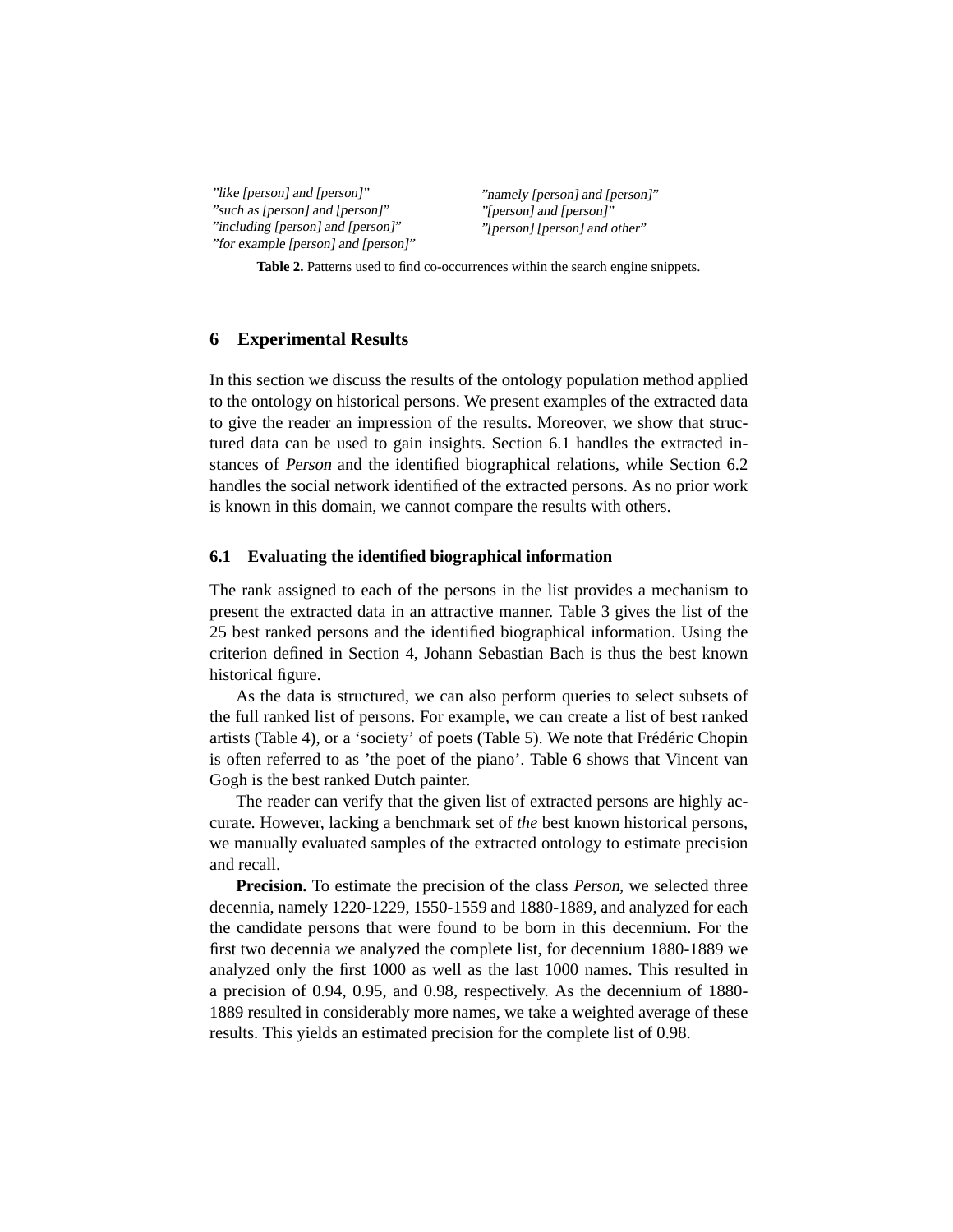| | |
|---|---|
| *"like [person] and [person]"* | *"namely [person] and [person]"* |
| *"such as [person] and [person]"* | *"[person] and [person]"* |
| *"including [person] and [person]"* | *"[person] [person] and other"* |
| *"for example [person] and [person]"* | |

**Table 2.** Patterns used to find co-occurrences within the search engine snippets.

## 6 Experimental Results

In this section we discuss the results of the ontology population method applied to the ontology on historical persons. We present examples of the extracted data to give the reader an impression of the results. Moreover, we show that structured data can be used to gain insights. Section 6.1 handles the extracted instances of *Person* and the identified biographical relations, while Section 6.2 handles the social network identified of the extracted persons. As no prior work is known in this domain, we cannot compare the results with others.

### 6.1 Evaluating the identified biographical information

The rank assigned to each of the persons in the list provides a mechanism to present the extracted data in an attractive manner. Table 3 gives the list of the 25 best ranked persons and the identified biographical information. Using the criterion defined in Section 4, Johann Sebastian Bach is thus the best known historical figure.

As the data is structured, we can also perform queries to select subsets of the full ranked list of persons. For example, we can create a list of best ranked artists (Table 4), or a 'society' of poets (Table 5). We note that Frédéric Chopin is often referred to as 'the poet of the piano'. Table 6 shows that Vincent van Gogh is the best ranked Dutch painter.

The reader can verify that the given list of extracted persons are highly accurate. However, lacking a benchmark set of *the* best known historical persons, we manually evaluated samples of the extracted ontology to estimate precision and recall.

**Precision.** To estimate the precision of the class *Person*, we selected three decennia, namely 1220-1229, 1550-1559 and 1880-1889, and analyzed for each the candidate persons that were found to be born in this decennium. For the first two decennia we analyzed the complete list, for decennium 1880-1889 we analyzed only the first 1000 as well as the last 1000 names. This resulted in a precision of 0.94, 0.95, and 0.98, respectively. As the decennium of 1880-1889 resulted in considerably more names, we take a weighted average of these results. This yields an estimated precision for the complete list of 0.98.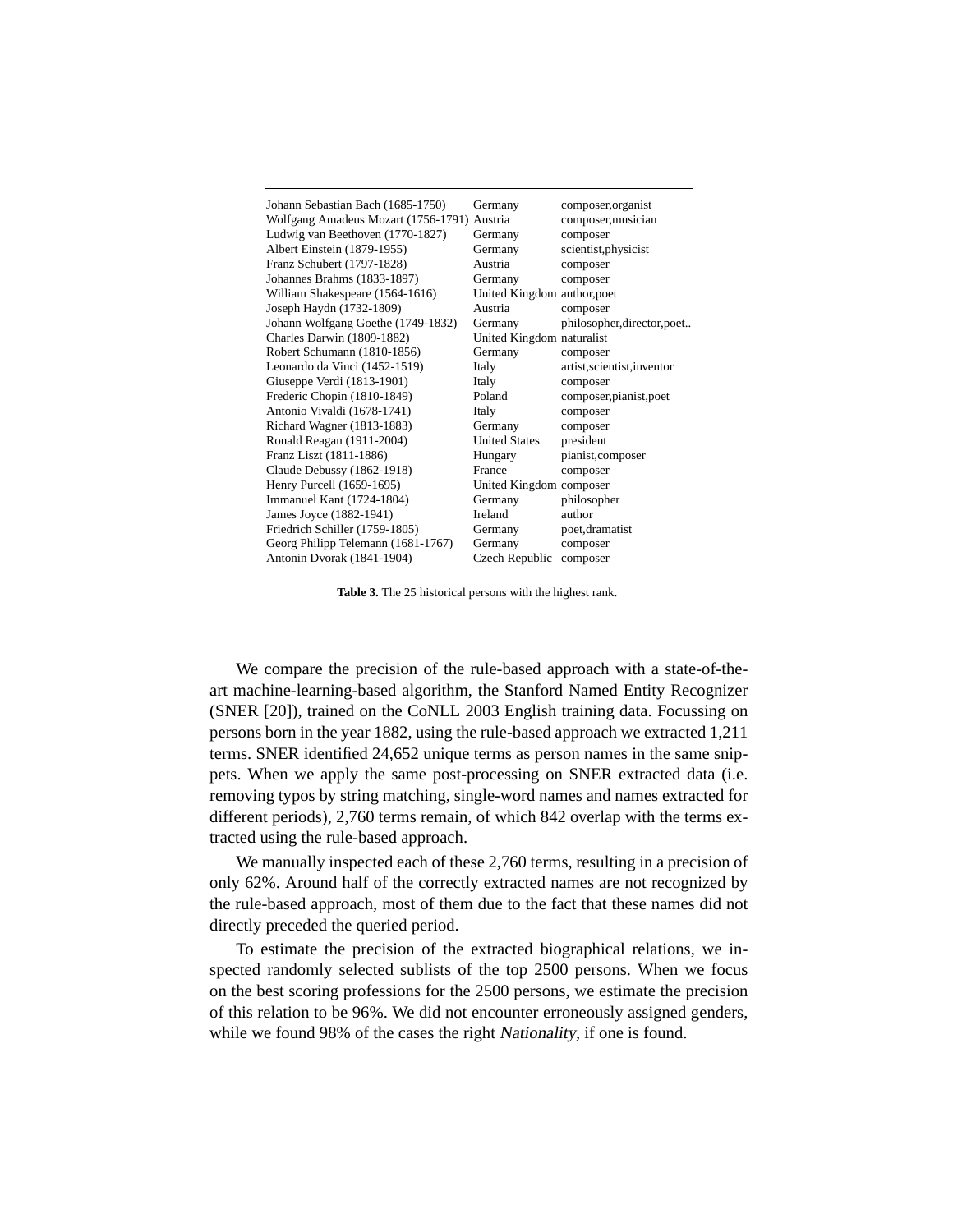| | | |
|---|---|---|
| Johann Sebastian Bach (1685-1750) | Germany | composer,organist |
| Wolfgang Amadeus Mozart (1756-1791) | Austria | composer,musician |
| Ludwig van Beethoven (1770-1827) | Germany | composer |
| Albert Einstein (1879-1955) | Germany | scientist,physicist |
| Franz Schubert (1797-1828) | Austria | composer |
| Johannes Brahms (1833-1897) | Germany | composer |
| William Shakespeare (1564-1616) | United Kingdom | author,poet |
| Joseph Haydn (1732-1809) | Austria | composer |
| Johann Wolfgang Goethe (1749-1832) | Germany | philosopher,director,poet.. |
| Charles Darwin (1809-1882) | United Kingdom | naturalist |
| Robert Schumann (1810-1856) | Germany | composer |
| Leonardo da Vinci (1452-1519) | Italy | artist,scientist,inventor |
| Giuseppe Verdi (1813-1901) | Italy | composer |
| Frederic Chopin (1810-1849) | Poland | composer,pianist,poet |
| Antonio Vivaldi (1678-1741) | Italy | composer |
| Richard Wagner (1813-1883) | Germany | composer |
| Ronald Reagan (1911-2004) | United States | president |
| Franz Liszt (1811-1886) | Hungary | pianist,composer |
| Claude Debussy (1862-1918) | France | composer |
| Henry Purcell (1659-1695) | United Kingdom | composer |
| Immanuel Kant (1724-1804) | Germany | philosopher |
| James Joyce (1882-1941) | Ireland | author |
| Friedrich Schiller (1759-1805) | Germany | poet,dramatist |
| Georg Philipp Telemann (1681-1767) | Germany | composer |
| Antonin Dvorak (1841-1904) | Czech Republic | composer |

**Table 3.** The 25 historical persons with the highest rank.

We compare the precision of the rule-based approach with a state-of-the-art machine-learning-based algorithm, the Stanford Named Entity Recognizer (SNER [20]), trained on the CoNLL 2003 English training data. Focussing on persons born in the year 1882, using the rule-based approach we extracted 1,211 terms. SNER identified 24,652 unique terms as person names in the same snippets. When we apply the same post-processing on SNER extracted data (i.e. removing typos by string matching, single-word names and names extracted for different periods), 2,760 terms remain, of which 842 overlap with the terms extracted using the rule-based approach.

We manually inspected each of these 2,760 terms, resulting in a precision of only 62%. Around half of the correctly extracted names are not recognized by the rule-based approach, most of them due to the fact that these names did not directly preceded the queried period.

To estimate the precision of the extracted biographical relations, we inspected randomly selected sublists of the top 2500 persons. When we focus on the best scoring professions for the 2500 persons, we estimate the precision of this relation to be 96%. We did not encounter erroneously assigned genders, while we found 98% of the cases the right *Nationality*, if one is found.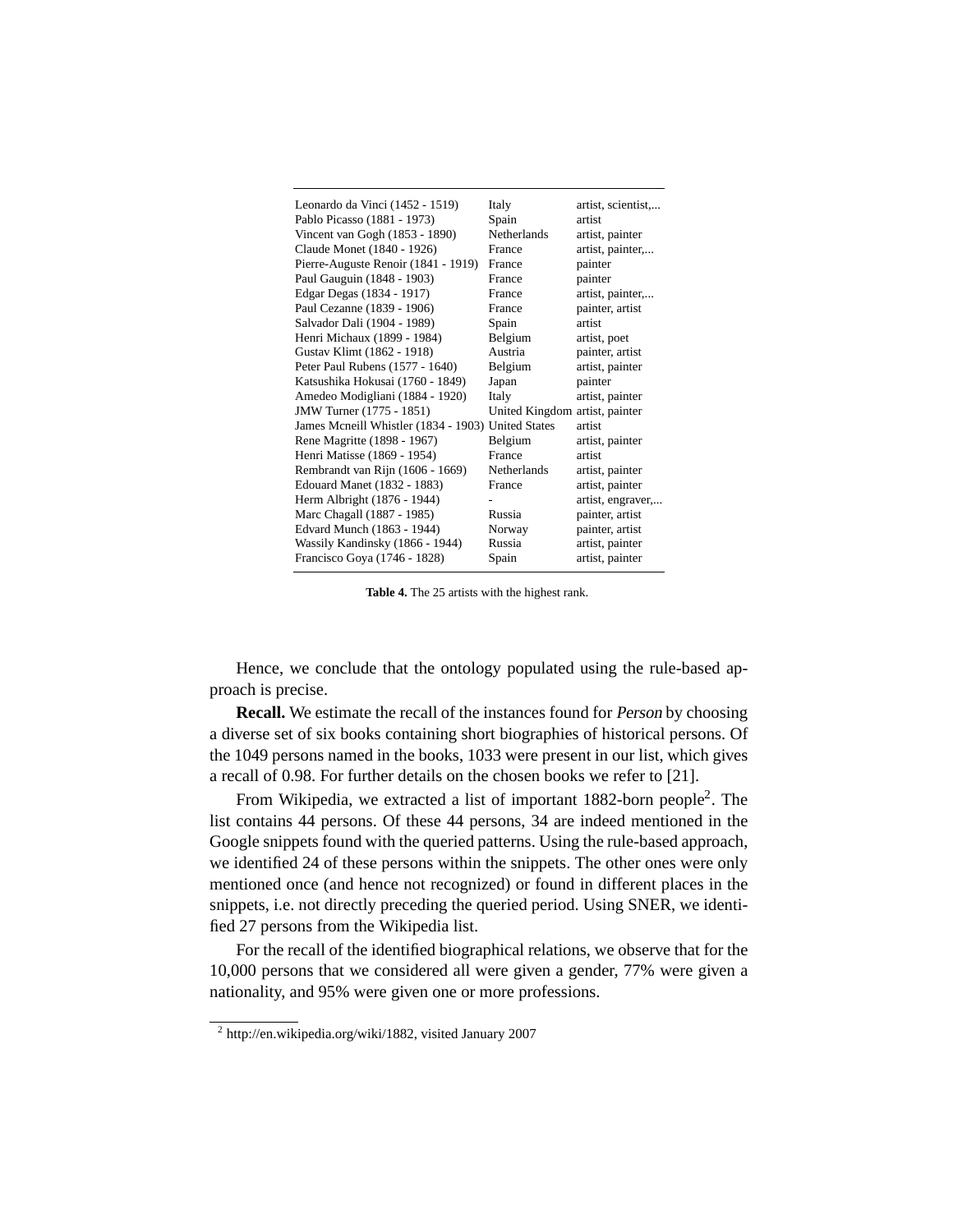| | | |
|---|---|---|
| Leonardo da Vinci (1452 - 1519) | Italy | artist, scientist,... |
| Pablo Picasso (1881 - 1973) | Spain | artist |
| Vincent van Gogh (1853 - 1890) | Netherlands | artist, painter |
| Claude Monet (1840 - 1926) | France | artist, painter,... |
| Pierre-Auguste Renoir (1841 - 1919) | France | painter |
| Paul Gauguin (1848 - 1903) | France | painter |
| Edgar Degas (1834 - 1917) | France | artist, painter,... |
| Paul Cezanne (1839 - 1906) | France | painter, artist |
| Salvador Dali (1904 - 1989) | Spain | artist |
| Henri Michaux (1899 - 1984) | Belgium | artist, poet |
| Gustav Klimt (1862 - 1918) | Austria | painter, artist |
| Peter Paul Rubens (1577 - 1640) | Belgium | artist, painter |
| Katsushika Hokusai (1760 - 1849) | Japan | painter |
| Amedeo Modigliani (1884 - 1920) | Italy | artist, painter |
| JMW Turner (1775 - 1851) | United Kingdom | artist, painter |
| James Mcneill Whistler (1834 - 1903) | United States | artist |
| Rene Magritte (1898 - 1967) | Belgium | artist, painter |
| Henri Matisse (1869 - 1954) | France | artist |
| Rembrandt van Rijn (1606 - 1669) | Netherlands | artist, painter |
| Edouard Manet (1832 - 1883) | France | artist, painter |
| Herm Albright (1876 - 1944) | - | artist, engraver,... |
| Marc Chagall (1887 - 1985) | Russia | painter, artist |
| Edvard Munch (1863 - 1944) | Norway | painter, artist |
| Wassily Kandinsky (1866 - 1944) | Russia | artist, painter |
| Francisco Goya (1746 - 1828) | Spain | artist, painter |

**Table 4.** The 25 artists with the highest rank.

Hence, we conclude that the ontology populated using the rule-based approach is precise.

**Recall.** We estimate the recall of the instances found for *Person* by choosing a diverse set of six books containing short biographies of historical persons. Of the 1049 persons named in the books, 1033 were present in our list, which gives a recall of 0.98. For further details on the chosen books we refer to [21].

From Wikipedia, we extracted a list of important 1882-born people[2]. The list contains 44 persons. Of these 44 persons, 34 are indeed mentioned in the Google snippets found with the queried patterns. Using the rule-based approach, we identified 24 of these persons within the snippets. The other ones were only mentioned once (and hence not recognized) or found in different places in the snippets, i.e. not directly preceding the queried period. Using SNER, we identified 27 persons from the Wikipedia list.

For the recall of the identified biographical relations, we observe that for the 10,000 persons that we considered all were given a gender, 77% were given a nationality, and 95% were given one or more professions.

[2] http://en.wikipedia.org/wiki/1882, visited January 2007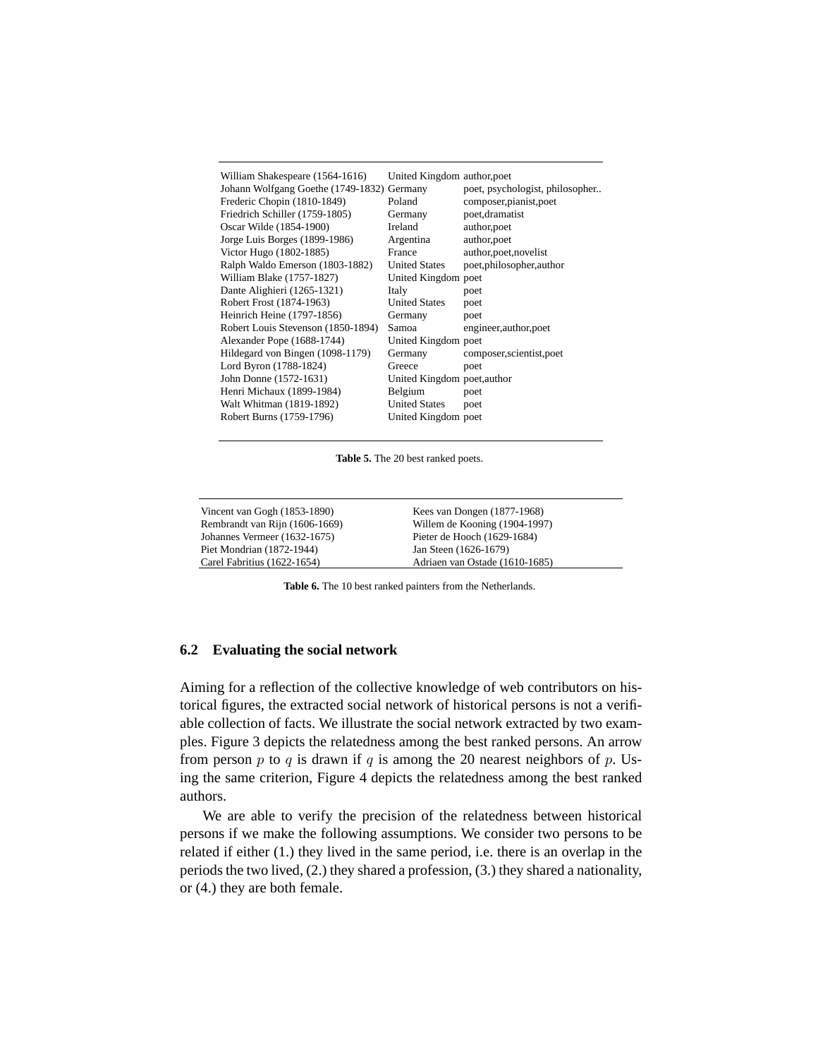| | | |
|---|---|---|
| William Shakespeare (1564-1616) | United Kingdom | author,poet |
| Johann Wolfgang Goethe (1749-1832) | Germany | poet, psychologist, philosopher.. |
| Frederic Chopin (1810-1849) | Poland | composer,pianist,poet |
| Friedrich Schiller (1759-1805) | Germany | poet,dramatist |
| Oscar Wilde (1854-1900) | Ireland | author,poet |
| Jorge Luis Borges (1899-1986) | Argentina | author,poet |
| Victor Hugo (1802-1885) | France | author,poet,novelist |
| Ralph Waldo Emerson (1803-1882) | United States | poet,philosopher,author |
| William Blake (1757-1827) | United Kingdom | poet |
| Dante Alighieri (1265-1321) | Italy | poet |
| Robert Frost (1874-1963) | United States | poet |
| Heinrich Heine (1797-1856) | Germany | poet |
| Robert Louis Stevenson (1850-1894) | Samoa | engineer,author,poet |
| Alexander Pope (1688-1744) | United Kingdom | poet |
| Hildegard von Bingen (1098-1179) | Germany | composer,scientist,poet |
| Lord Byron (1788-1824) | Greece | poet |
| John Donne (1572-1631) | United Kingdom | poet,author |
| Henri Michaux (1899-1984) | Belgium | poet |
| Walt Whitman (1819-1892) | United States | poet |
| Robert Burns (1759-1796) | United Kingdom | poet |

**Table 5.** The 20 best ranked poets.

| | |
|---|---|
| Vincent van Gogh (1853-1890) | Kees van Dongen (1877-1968) |
| Rembrandt van Rijn (1606-1669) | Willem de Kooning (1904-1997) |
| Johannes Vermeer (1632-1675) | Pieter de Hooch (1629-1684) |
| Piet Mondrian (1872-1944) | Jan Steen (1626-1679) |
| Carel Fabritius (1622-1654) | Adriaen van Ostade (1610-1685) |

**Table 6.** The 10 best ranked painters from the Netherlands.

### 6.2 Evaluating the social network

Aiming for a reflection of the collective knowledge of web contributors on historical figures, the extracted social network of historical persons is not a verifiable collection of facts. We illustrate the social network extracted by two examples. Figure 3 depicts the relatedness among the best ranked persons. An arrow from person $p$ to $q$ is drawn if $q$ is among the 20 nearest neighbors of $p$. Using the same criterion, Figure 4 depicts the relatedness among the best ranked authors.

We are able to verify the precision of the relatedness between historical persons if we make the following assumptions. We consider two persons to be related if either (1.) they lived in the same period, i.e. there is an overlap in the periods the two lived, (2.) they shared a profession, (3.) they shared a nationality, or (4.) they are both female.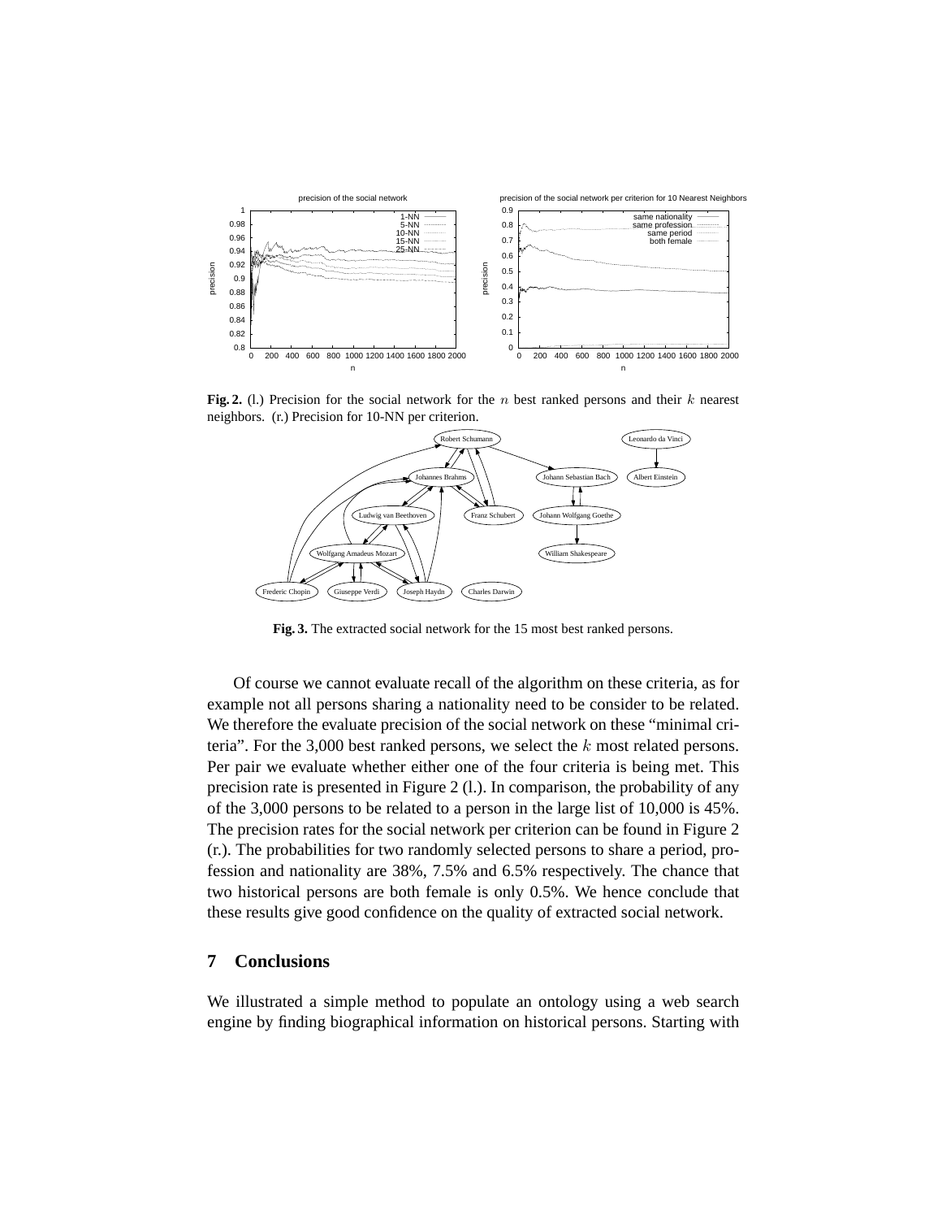**Fig. 2.** (l.) Precision for the social network for the $n$ best ranked persons and their $k$ nearest neighbors. (r.) Precision for 10-NN per criterion.

**Fig. 3.** The extracted social network for the 15 most best ranked persons.

Of course we cannot evaluate recall of the algorithm on these criteria, as for example not all persons sharing a nationality need to be consider to be related. We therefore the evaluate precision of the social network on these "minimal criteria". For the 3,000 best ranked persons, we select the $k$ most related persons. Per pair we evaluate whether either one of the four criteria is being met. This precision rate is presented in Figure 2 (l.). In comparison, the probability of any of the 3,000 persons to be related to a person in the large list of 10,000 is 45%. The precision rates for the social network per criterion can be found in Figure 2 (r.). The probabilities for two randomly selected persons to share a period, profession and nationality are 38%, 7.5% and 6.5% respectively. The chance that two historical persons are both female is only 0.5%. We hence conclude that these results give good confidence on the quality of extracted social network.

## 7 Conclusions

We illustrated a simple method to populate an ontology using a web search engine by finding biographical information on historical persons. Starting with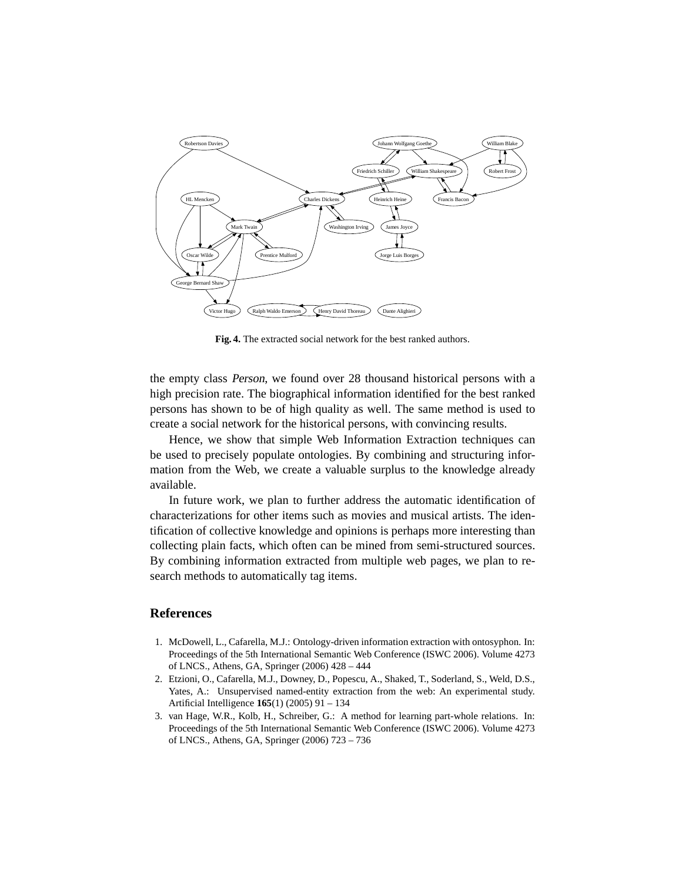**Fig. 4.** The extracted social network for the best ranked authors.

the empty class *Person*, we found over 28 thousand historical persons with a high precision rate. The biographical information identified for the best ranked persons has shown to be of high quality as well. The same method is used to create a social network for the historical persons, with convincing results.

Hence, we show that simple Web Information Extraction techniques can be used to precisely populate ontologies. By combining and structuring information from the Web, we create a valuable surplus to the knowledge already available.

In future work, we plan to further address the automatic identification of characterizations for other items such as movies and musical artists. The identification of collective knowledge and opinions is perhaps more interesting than collecting plain facts, which often can be mined from semi-structured sources. By combining information extracted from multiple web pages, we plan to research methods to automatically tag items.

## References

1. McDowell, L., Cafarella, M.J.: Ontology-driven information extraction with ontosyphon. In: Proceedings of the 5th International Semantic Web Conference (ISWC 2006). Volume 4273 of LNCS., Athens, GA, Springer (2006) 428 – 444
2. Etzioni, O., Cafarella, M.J., Downey, D., Popescu, A., Shaked, T., Soderland, S., Weld, D.S., Yates, A.: Unsupervised named-entity extraction from the web: An experimental study. Artificial Intelligence **165**(1) (2005) 91 – 134
3. van Hage, W.R., Kolb, H., Schreiber, G.: A method for learning part-whole relations. In: Proceedings of the 5th International Semantic Web Conference (ISWC 2006). Volume 4273 of LNCS., Athens, GA, Springer (2006) 723 – 736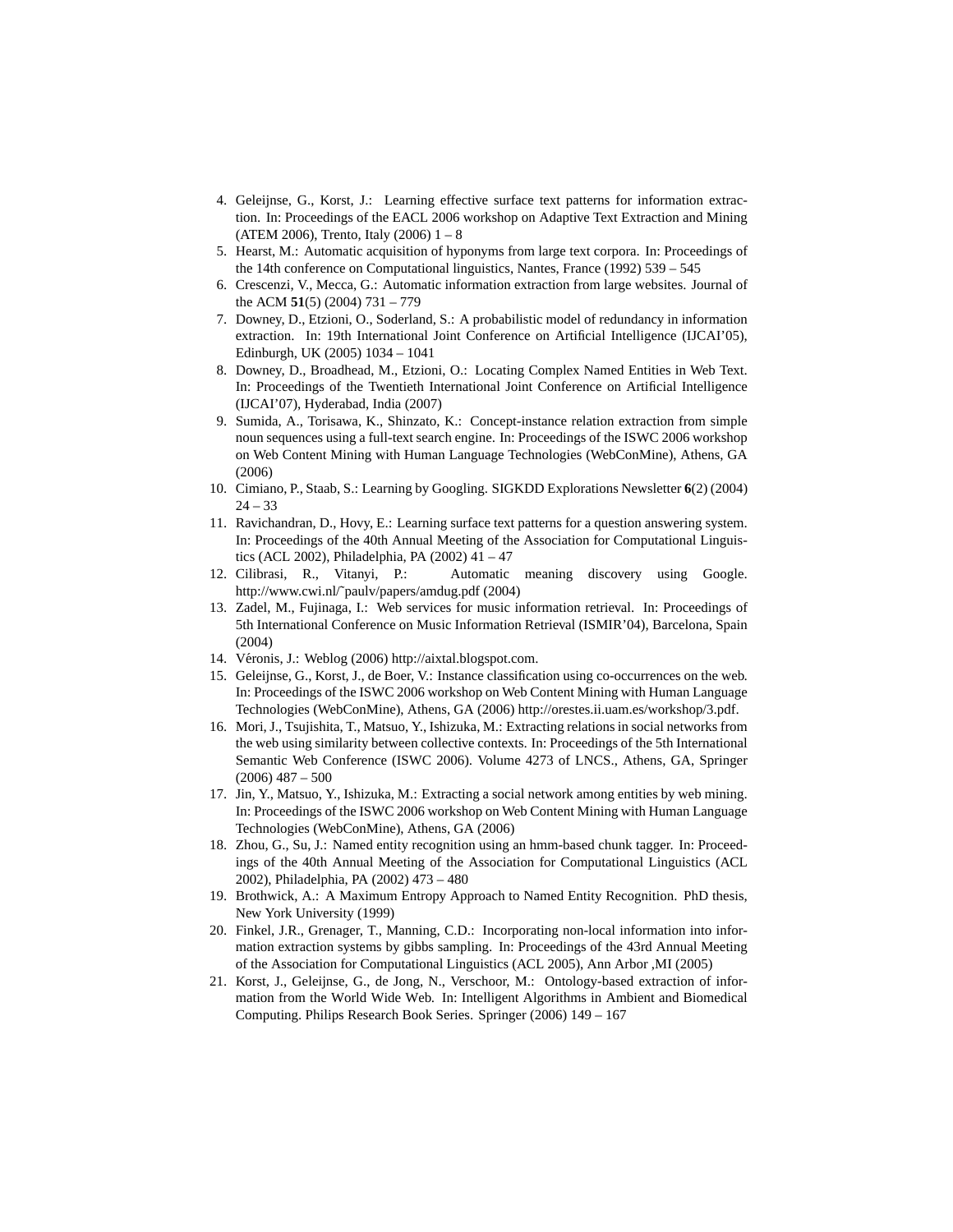4. Geleijnse, G., Korst, J.: Learning effective surface text patterns for information extraction. In: Proceedings of the EACL 2006 workshop on Adaptive Text Extraction and Mining (ATEM 2006), Trento, Italy (2006) 1 – 8
5. Hearst, M.: Automatic acquisition of hyponyms from large text corpora. In: Proceedings of the 14th conference on Computational linguistics, Nantes, France (1992) 539 – 545
6. Crescenzi, V., Mecca, G.: Automatic information extraction from large websites. Journal of the ACM **51**(5) (2004) 731 – 779
7. Downey, D., Etzioni, O., Soderland, S.: A probabilistic model of redundancy in information extraction. In: 19th International Joint Conference on Artificial Intelligence (IJCAI'05), Edinburgh, UK (2005) 1034 – 1041
8. Downey, D., Broadhead, M., Etzioni, O.: Locating Complex Named Entities in Web Text. In: Proceedings of the Twentieth International Joint Conference on Artificial Intelligence (IJCAI'07), Hyderabad, India (2007)
9. Sumida, A., Torisawa, K., Shinzato, K.: Concept-instance relation extraction from simple noun sequences using a full-text search engine. In: Proceedings of the ISWC 2006 workshop on Web Content Mining with Human Language Technologies (WebConMine), Athens, GA (2006)
10. Cimiano, P., Staab, S.: Learning by Googling. SIGKDD Explorations Newsletter **6**(2) (2004) 24 – 33
11. Ravichandran, D., Hovy, E.: Learning surface text patterns for a question answering system. In: Proceedings of the 40th Annual Meeting of the Association for Computational Linguistics (ACL 2002), Philadelphia, PA (2002) 41 – 47
12. Cilibrasi, R., Vitanyi, P.: Automatic meaning discovery using Google. http://www.cwi.nl/˜paulv/papers/amdug.pdf (2004)
13. Zadel, M., Fujinaga, I.: Web services for music information retrieval. In: Proceedings of 5th International Conference on Music Information Retrieval (ISMIR'04), Barcelona, Spain (2004)
14. Véronis, J.: Weblog (2006) http://aixtal.blogspot.com.
15. Geleijnse, G., Korst, J., de Boer, V.: Instance classification using co-occurrences on the web. In: Proceedings of the ISWC 2006 workshop on Web Content Mining with Human Language Technologies (WebConMine), Athens, GA (2006) http://orestes.ii.uam.es/workshop/3.pdf.
16. Mori, J., Tsujishita, T., Matsuo, Y., Ishizuka, M.: Extracting relations in social networks from the web using similarity between collective contexts. In: Proceedings of the 5th International Semantic Web Conference (ISWC 2006). Volume 4273 of LNCS., Athens, GA, Springer (2006) 487 – 500
17. Jin, Y., Matsuo, Y., Ishizuka, M.: Extracting a social network among entities by web mining. In: Proceedings of the ISWC 2006 workshop on Web Content Mining with Human Language Technologies (WebConMine), Athens, GA (2006)
18. Zhou, G., Su, J.: Named entity recognition using an hmm-based chunk tagger. In: Proceedings of the 40th Annual Meeting of the Association for Computational Linguistics (ACL 2002), Philadelphia, PA (2002) 473 – 480
19. Brothwick, A.: A Maximum Entropy Approach to Named Entity Recognition. PhD thesis, New York University (1999)
20. Finkel, J.R., Grenager, T., Manning, C.D.: Incorporating non-local information into information extraction systems by gibbs sampling. In: Proceedings of the 43rd Annual Meeting of the Association for Computational Linguistics (ACL 2005), Ann Arbor ,MI (2005)
21. Korst, J., Geleijnse, G., de Jong, N., Verschoor, M.: Ontology-based extraction of information from the World Wide Web. In: Intelligent Algorithms in Ambient and Biomedical Computing. Philips Research Book Series. Springer (2006) 149 – 167